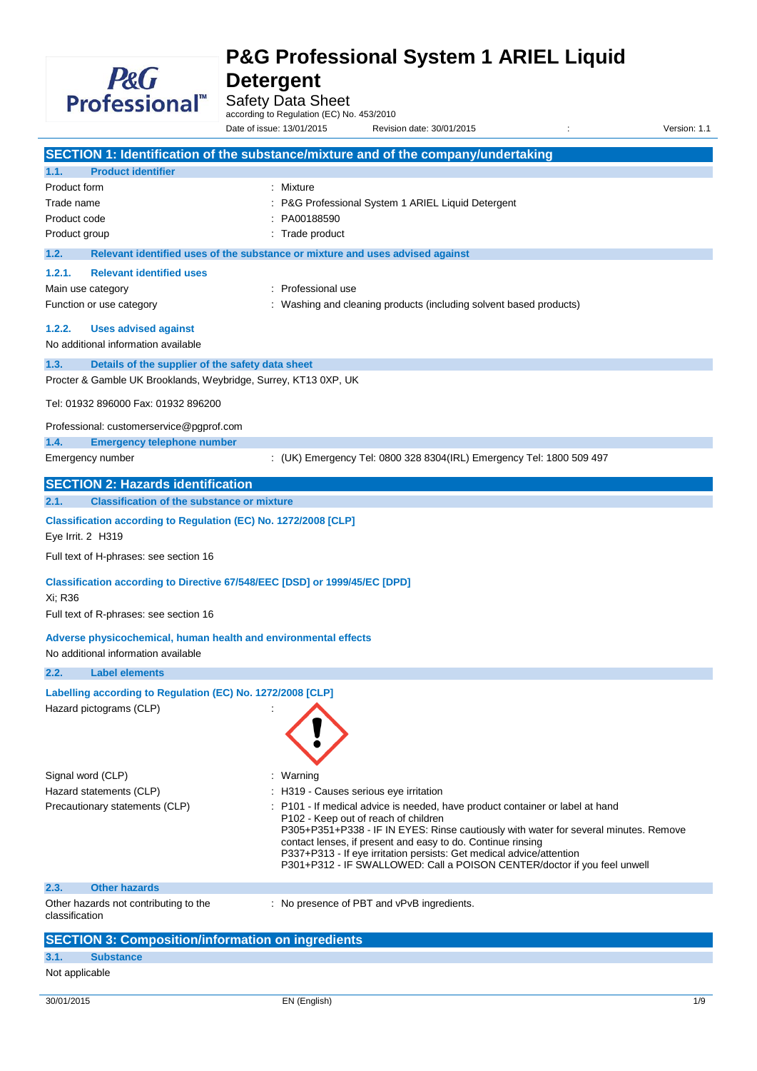# P&G Professional System 1 ARIEL Liquid Detergent

Safety Data Sheet

according to Regulation (EC) No. 453/2010

Date of issue: 13/01/2015 Revision date: 30/01/2015 : Version: 1.1

## SECTION 1: Identification of the substance/mixture and of the company/undertaking

### 1.1. Product identifier

| | |
|---|---|
| Product form | : Mixture |
| Trade name | : P&G Professional System 1 ARIEL Liquid Detergent |
| Product code | : PA00188590 |
| Product group | : Trade product |

### 1.2. Relevant identified uses of the substance or mixture and uses advised against

#### 1.2.1. Relevant identified uses

| | |
|---|---|
| Main use category | : Professional use |
| Function or use category | : Washing and cleaning products (including solvent based products) |

#### 1.2.2. Uses advised against

No additional information available

### 1.3. Details of the supplier of the safety data sheet

Procter & Gamble UK Brooklands, Weybridge, Surrey, KT13 0XP, UK

Tel: 01932 896000 Fax: 01932 896200

Professional: customerservice@pgprof.com

### 1.4. Emergency telephone number

| | |
|---|---|
| Emergency number | : (UK) Emergency Tel: 0800 328 8304(IRL) Emergency Tel: 1800 509 497 |

## SECTION 2: Hazards identification

### 2.1. Classification of the substance or mixture

**Classification according to Regulation (EC) No. 1272/2008 [CLP]**

Eye Irrit. 2 H319

Full text of H-phrases: see section 16

**Classification according to Directive 67/548/EEC [DSD] or 1999/45/EC [DPD]**

Xi; R36

Full text of R-phrases: see section 16

**Adverse physicochemical, human health and environmental effects**

No additional information available

### 2.2. Label elements

**Labelling according to Regulation (EC) No. 1272/2008 [CLP]**

Hazard pictograms (CLP) :

Signal word (CLP) : Warning

Hazard statements (CLP) : H319 - Causes serious eye irritation

Precautionary statements (CLP) :
- P101 - If medical advice is needed, have product container or label at hand
- P102 - Keep out of reach of children
- P305+P351+P338 - IF IN EYES: Rinse cautiously with water for several minutes. Remove contact lenses, if present and easy to do. Continue rinsing
- P337+P313 - If eye irritation persists: Get medical advice/attention
- P301+P312 - IF SWALLOWED: Call a POISON CENTER/doctor if you feel unwell

### 2.3. Other hazards

| | |
|---|---|
| Other hazards not contributing to the classification | : No presence of PBT and vPvB ingredients. |

## SECTION 3: Composition/information on ingredients

### 3.1. Substance

Not applicable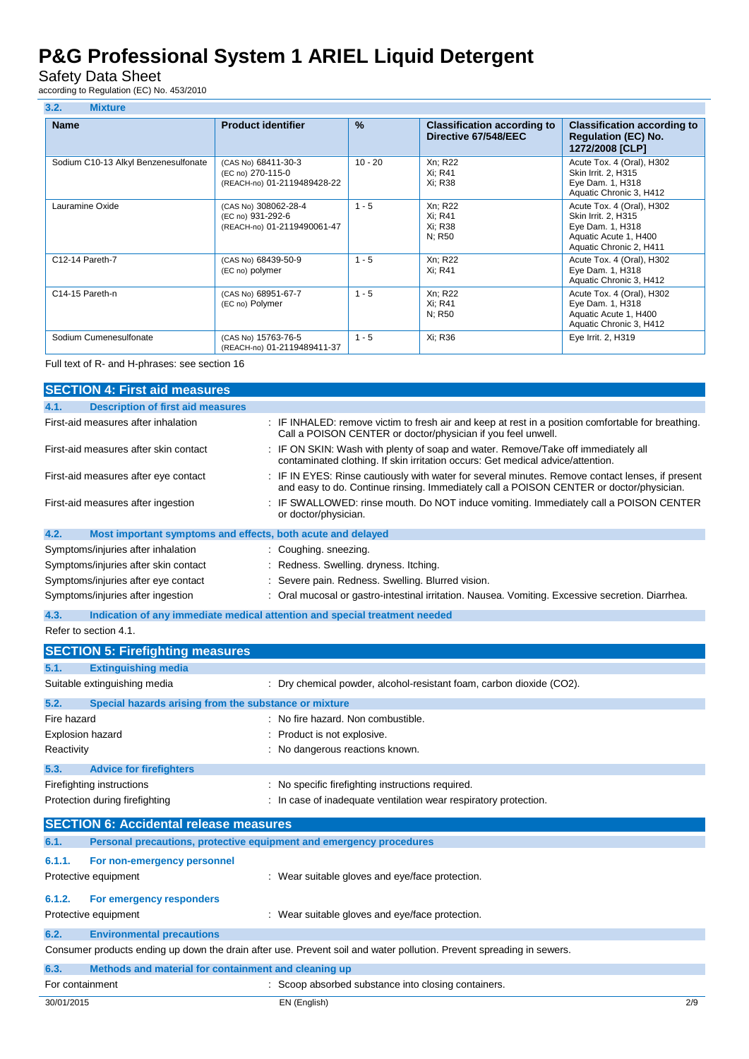### 3.2. Mixture

| Name | Product identifier | % | Classification according to Directive 67/548/EEC | Classification according to Regulation (EC) No. 1272/2008 [CLP] |
| --- | --- | --- | --- | --- |
| Sodium C10-13 Alkyl Benzenesulfonate | (CAS No) 68411-30-3<br>(EC no) 270-115-0<br>(REACH-no) 01-2119489428-22 | 10 - 20 | Xn; R22<br>Xi; R41<br>Xi; R38 | Acute Tox. 4 (Oral), H302<br>Skin Irrit. 2, H315<br>Eye Dam. 1, H318<br>Aquatic Chronic 3, H412 |
| Lauramine Oxide | (CAS No) 308062-28-4<br>(EC no) 931-292-6<br>(REACH-no) 01-2119490061-47 | 1 - 5 | Xn; R22<br>Xi; R41<br>Xi; R38<br>N; R50 | Acute Tox. 4 (Oral), H302<br>Skin Irrit. 2, H315<br>Eye Dam. 1, H318<br>Aquatic Acute 1, H400<br>Aquatic Chronic 2, H411 |
| C12-14 Pareth-7 | (CAS No) 68439-50-9<br>(EC no) polymer | 1 - 5 | Xn; R22<br>Xi; R41 | Acute Tox. 4 (Oral), H302<br>Eye Dam. 1, H318<br>Aquatic Chronic 3, H412 |
| C14-15 Pareth-n | (CAS No) 68951-67-7<br>(EC no) Polymer | 1 - 5 | Xn; R22<br>Xi; R41<br>N; R50 | Acute Tox. 4 (Oral), H302<br>Eye Dam. 1, H318<br>Aquatic Acute 1, H400<br>Aquatic Chronic 3, H412 |
| Sodium Cumenesulfonate | (CAS No) 15763-76-5<br>(REACH-no) 01-2119489411-37 | 1 - 5 | Xi; R36 | Eye Irrit. 2, H319 |

Full text of R- and H-phrases: see section 16

## SECTION 4: First aid measures

### 4.1. Description of first aid measures

First-aid measures after inhalation : IF INHALED: remove victim to fresh air and keep at rest in a position comfortable for breathing. Call a POISON CENTER or doctor/physician if you feel unwell.

First-aid measures after skin contact : IF ON SKIN: Wash with plenty of soap and water. Remove/Take off immediately all contaminated clothing. If skin irritation occurs: Get medical advice/attention.

First-aid measures after eye contact : IF IN EYES: Rinse cautiously with water for several minutes. Remove contact lenses, if present and easy to do. Continue rinsing. Immediately call a POISON CENTER or doctor/physician.

First-aid measures after ingestion : IF SWALLOWED: rinse mouth. Do NOT induce vomiting. Immediately call a POISON CENTER or doctor/physician.

### 4.2. Most important symptoms and effects, both acute and delayed

Symptoms/injuries after inhalation : Coughing. sneezing.

Symptoms/injuries after skin contact : Redness. Swelling. dryness. Itching.

Symptoms/injuries after eye contact : Severe pain. Redness. Swelling. Blurred vision.

Symptoms/injuries after ingestion : Oral mucosal or gastro-intestinal irritation. Nausea. Vomiting. Excessive secretion. Diarrhea.

### 4.3. Indication of any immediate medical attention and special treatment needed

Refer to section 4.1.

## SECTION 5: Firefighting measures

### 5.1. Extinguishing media

Suitable extinguishing media : Dry chemical powder, alcohol-resistant foam, carbon dioxide ($CO_2$).

### 5.2. Special hazards arising from the substance or mixture

Fire hazard : No fire hazard. Non combustible.

Explosion hazard : Product is not explosive.

Reactivity : No dangerous reactions known.

### 5.3. Advice for firefighters

Firefighting instructions : No specific firefighting instructions required.

Protection during firefighting : In case of inadequate ventilation wear respiratory protection.

## SECTION 6: Accidental release measures

### 6.1. Personal precautions, protective equipment and emergency procedures

#### 6.1.1. For non-emergency personnel

Protective equipment : Wear suitable gloves and eye/face protection.

#### 6.1.2. For emergency responders

Protective equipment : Wear suitable gloves and eye/face protection.

### 6.2. Environmental precautions

Consumer products ending up down the drain after use. Prevent soil and water pollution. Prevent spreading in sewers.

### 6.3. Methods and material for containment and cleaning up

For containment : Scoop absorbed substance into closing containers.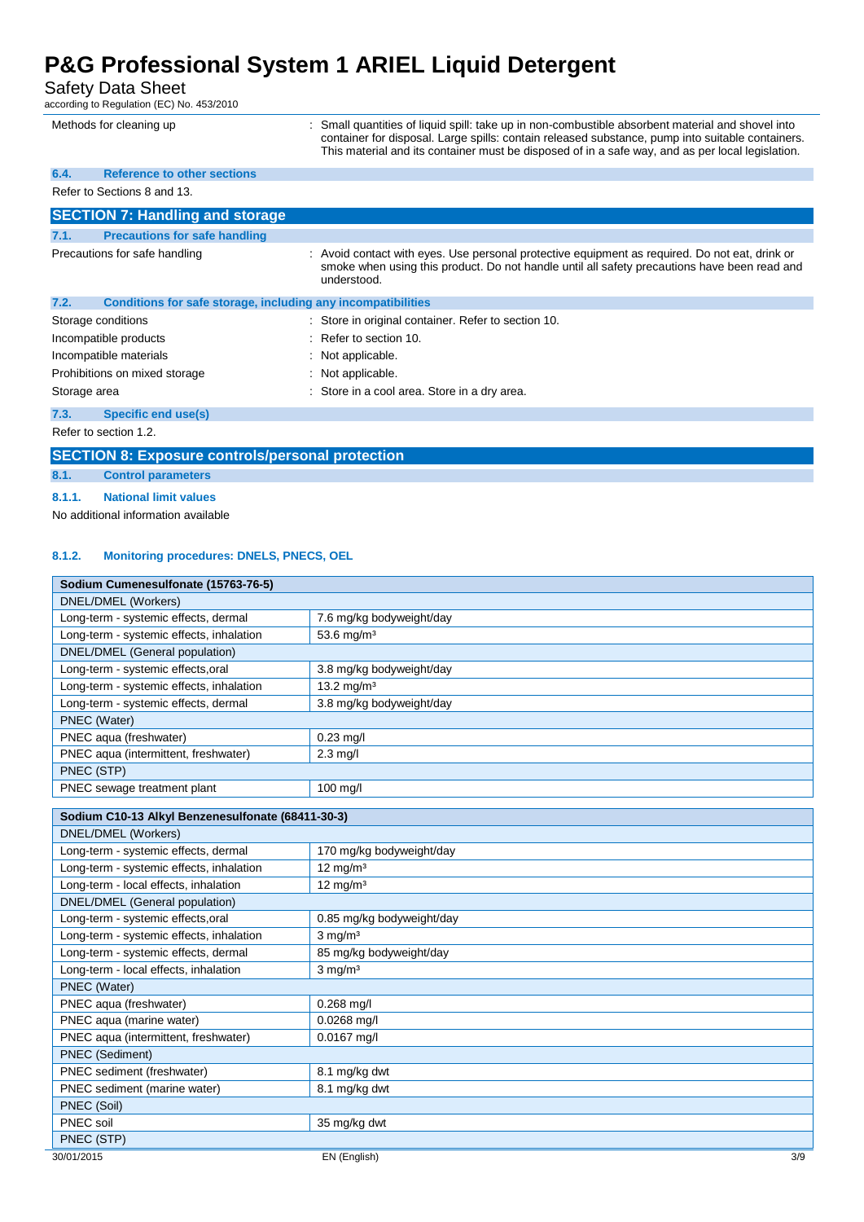| | |
|---|---|
| Methods for cleaning up | : Small quantities of liquid spill: take up in non-combustible absorbent material and shovel into container for disposal. Large spills: contain released substance, pump into suitable containers. This material and its container must be disposed of in a safe way, and as per local legislation. |

### 6.4. Reference to other sections

Refer to Sections 8 and 13.

## SECTION 7: Handling and storage

### 7.1. Precautions for safe handling

| | |
|---|---|
| Precautions for safe handling | : Avoid contact with eyes. Use personal protective equipment as required. Do not eat, drink or smoke when using this product. Do not handle until all safety precautions have been read and understood. |

### 7.2. Conditions for safe storage, including any incompatibilities

| | |
|---|---|
| Storage conditions | : Store in original container. Refer to section 10. |
| Incompatible products | : Refer to section 10. |
| Incompatible materials | : Not applicable. |
| Prohibitions on mixed storage | : Not applicable. |
| Storage area | : Store in a cool area. Store in a dry area. |

### 7.3. Specific end use(s)

Refer to section 1.2.

## SECTION 8: Exposure controls/personal protection

### 8.1. Control parameters

#### 8.1.1. National limit values

No additional information available

#### 8.1.2. Monitoring procedures: DNELS, PNECS, OEL

| **Sodium Cumenesulfonate (15763-76-5)** | |
|---|---|
| DNEL/DMEL (Workers) | |
| Long-term - systemic effects, dermal | 7.6 mg/kg bodyweight/day |
| Long-term - systemic effects, inhalation | 53.6 mg/m³ |
| DNEL/DMEL (General population) | |
| Long-term - systemic effects,oral | 3.8 mg/kg bodyweight/day |
| Long-term - systemic effects, inhalation | 13.2 mg/m³ |
| Long-term - systemic effects, dermal | 3.8 mg/kg bodyweight/day |
| PNEC (Water) | |
| PNEC aqua (freshwater) | 0.23 mg/l |
| PNEC aqua (intermittent, freshwater) | 2.3 mg/l |
| PNEC (STP) | |
| PNEC sewage treatment plant | 100 mg/l |

| **Sodium C10-13 Alkyl Benzenesulfonate (68411-30-3)** | |
|---|---|
| DNEL/DMEL (Workers) | |
| Long-term - systemic effects, dermal | 170 mg/kg bodyweight/day |
| Long-term - systemic effects, inhalation | 12 mg/m³ |
| Long-term - local effects, inhalation | 12 mg/m³ |
| DNEL/DMEL (General population) | |
| Long-term - systemic effects,oral | 0.85 mg/kg bodyweight/day |
| Long-term - systemic effects, inhalation | 3 mg/m³ |
| Long-term - systemic effects, dermal | 85 mg/kg bodyweight/day |
| Long-term - local effects, inhalation | 3 mg/m³ |
| PNEC (Water) | |
| PNEC aqua (freshwater) | 0.268 mg/l |
| PNEC aqua (marine water) | 0.0268 mg/l |
| PNEC aqua (intermittent, freshwater) | 0.0167 mg/l |
| PNEC (Sediment) | |
| PNEC sediment (freshwater) | 8.1 mg/kg dwt |
| PNEC sediment (marine water) | 8.1 mg/kg dwt |
| PNEC (Soil) | |
| PNEC soil | 35 mg/kg dwt |
| PNEC (STP) | |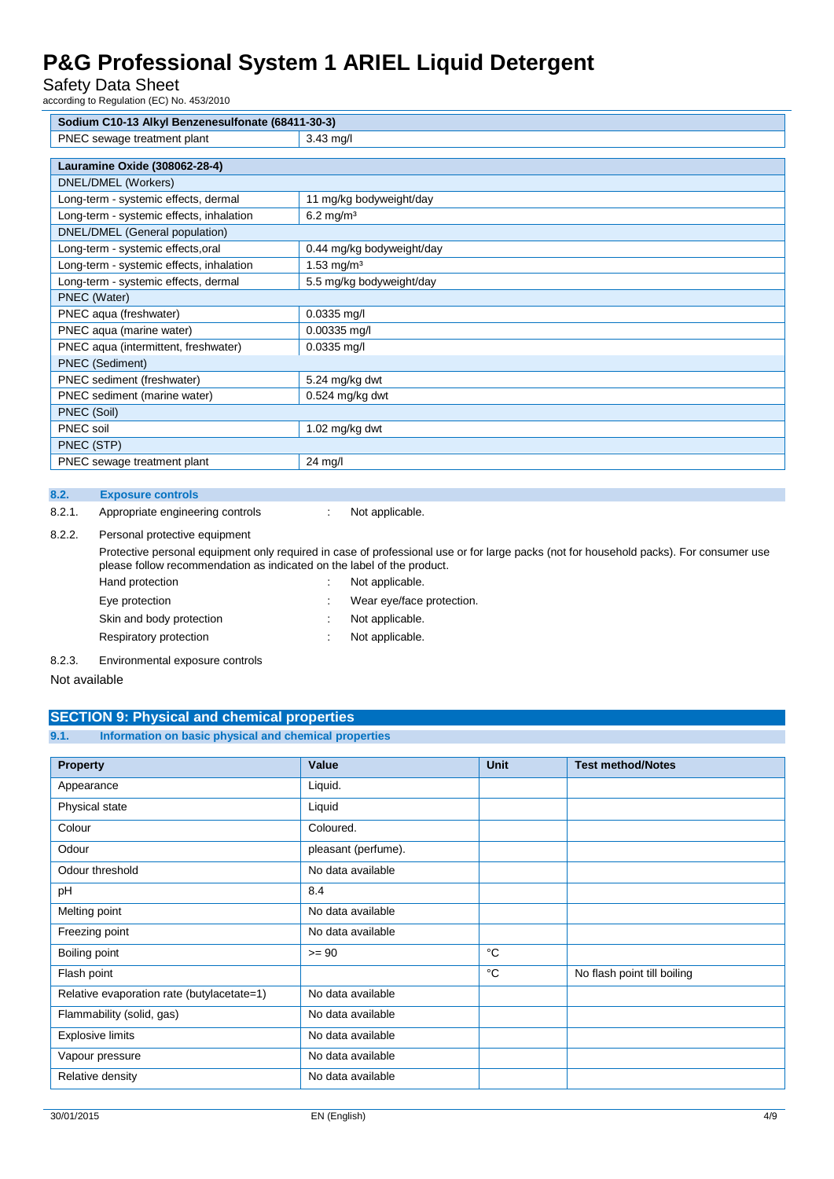| Sodium C10-13 Alkyl Benzenesulfonate (68411-30-3) | |
|---|---|
| PNEC sewage treatment plant | 3.43 mg/l |

| Lauramine Oxide (308062-28-4) | |
|---|---|
| DNEL/DMEL (Workers) | |
| Long-term - systemic effects, dermal | 11 mg/kg bodyweight/day |
| Long-term - systemic effects, inhalation | 6.2 mg/m³ |
| DNEL/DMEL (General population) | |
| Long-term - systemic effects,oral | 0.44 mg/kg bodyweight/day |
| Long-term - systemic effects, inhalation | 1.53 mg/m³ |
| Long-term - systemic effects, dermal | 5.5 mg/kg bodyweight/day |
| PNEC (Water) | |
| PNEC aqua (freshwater) | 0.0335 mg/l |
| PNEC aqua (marine water) | 0.00335 mg/l |
| PNEC aqua (intermittent, freshwater) | 0.0335 mg/l |
| PNEC (Sediment) | |
| PNEC sediment (freshwater) | 5.24 mg/kg dwt |
| PNEC sediment (marine water) | 0.524 mg/kg dwt |
| PNEC (Soil) | |
| PNEC soil | 1.02 mg/kg dwt |
| PNEC (STP) | |
| PNEC sewage treatment plant | 24 mg/l |

### 8.2. Exposure controls

8.2.1. Appropriate engineering controls : Not applicable.

8.2.2. Personal protective equipment

Protective personal equipment only required in case of professional use or for large packs (not for household packs). For consumer use please follow recommendation as indicated on the label of the product.

- Hand protection : Not applicable.
- Eye protection : Wear eye/face protection.
- Skin and body protection : Not applicable.
- Respiratory protection : Not applicable.

8.2.3. Environmental exposure controls

Not available

## SECTION 9: Physical and chemical properties

### 9.1. Information on basic physical and chemical properties

| Property | Value | Unit | Test method/Notes |
|---|---|---|---|
| Appearance | Liquid. | | |
| Physical state | Liquid | | |
| Colour | Coloured. | | |
| Odour | pleasant (perfume). | | |
| Odour threshold | No data available | | |
| pH | 8.4 | | |
| Melting point | No data available | | |
| Freezing point | No data available | | |
| Boiling point | >= 90 | °C | |
| Flash point | | °C | No flash point till boiling |
| Relative evaporation rate (butylacetate=1) | No data available | | |
| Flammability (solid, gas) | No data available | | |
| Explosive limits | No data available | | |
| Vapour pressure | No data available | | |
| Relative density | No data available | | |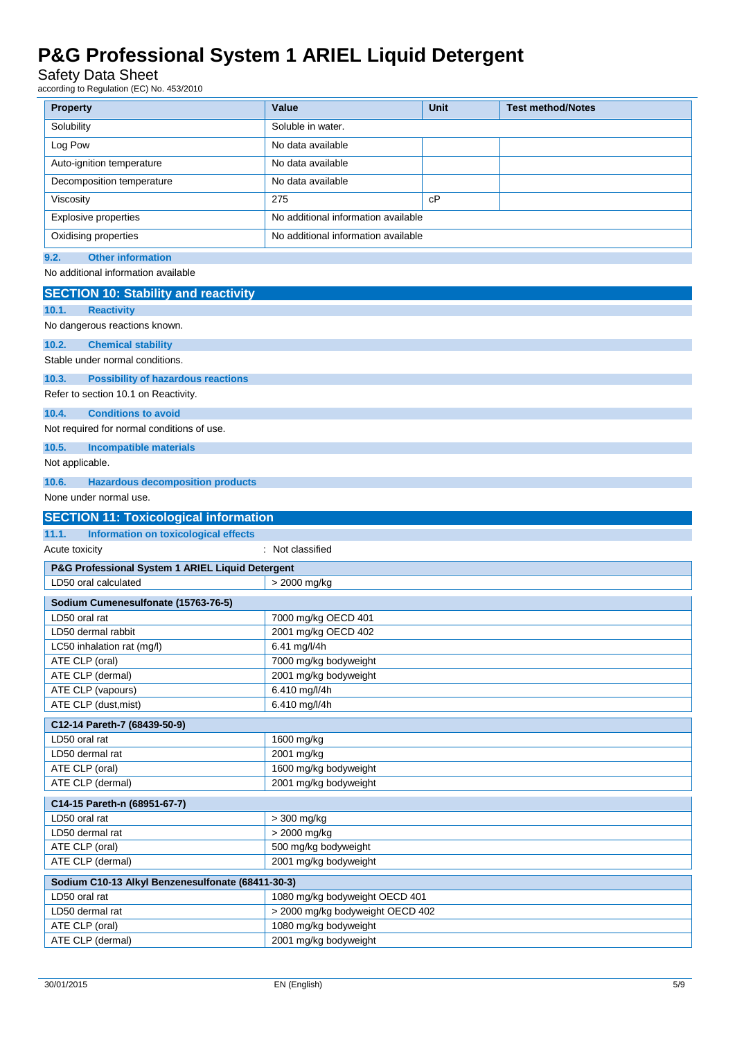| Property | Value | Unit | Test method/Notes |
|---|---|---|---|
| Solubility | Soluble in water. | | |
| Log Pow | No data available | | |
| Auto-ignition temperature | No data available | | |
| Decomposition temperature | No data available | | |
| Viscosity | 275 | cP | |
| Explosive properties | No additional information available | | |
| Oxidising properties | No additional information available | | |

### 9.2. Other information

No additional information available

## SECTION 10: Stability and reactivity

### 10.1. Reactivity

No dangerous reactions known.

### 10.2. Chemical stability

Stable under normal conditions.

### 10.3. Possibility of hazardous reactions

Refer to section 10.1 on Reactivity.

### 10.4. Conditions to avoid

Not required for normal conditions of use.

### 10.5. Incompatible materials

Not applicable.

### 10.6. Hazardous decomposition products

None under normal use.

## SECTION 11: Toxicological information

### 11.1. Information on toxicological effects

Acute toxicity : Not classified

| P&G Professional System 1 ARIEL Liquid Detergent | |
|---|---|
| LD50 oral calculated | > 2000 mg/kg |

| Sodium Cumenesulfonate (15763-76-5) | |
|---|---|
| LD50 oral rat | 7000 mg/kg OECD 401 |
| LD50 dermal rabbit | 2001 mg/kg OECD 402 |
| LC50 inhalation rat (mg/l) | 6.41 mg/l/4h |
| ATE CLP (oral) | 7000 mg/kg bodyweight |
| ATE CLP (dermal) | 2001 mg/kg bodyweight |
| ATE CLP (vapours) | 6.410 mg/l/4h |
| ATE CLP (dust,mist) | 6.410 mg/l/4h |

| C12-14 Pareth-7 (68439-50-9) | |
|---|---|
| LD50 oral rat | 1600 mg/kg |
| LD50 dermal rat | 2001 mg/kg |
| ATE CLP (oral) | 1600 mg/kg bodyweight |
| ATE CLP (dermal) | 2001 mg/kg bodyweight |

| C14-15 Pareth-n (68951-67-7) | |
|---|---|
| LD50 oral rat | > 300 mg/kg |
| LD50 dermal rat | > 2000 mg/kg |
| ATE CLP (oral) | 500 mg/kg bodyweight |
| ATE CLP (dermal) | 2001 mg/kg bodyweight |

| Sodium C10-13 Alkyl Benzenesulfonate (68411-30-3) | |
|---|---|
| LD50 oral rat | 1080 mg/kg bodyweight OECD 401 |
| LD50 dermal rat | > 2000 mg/kg bodyweight OECD 402 |
| ATE CLP (oral) | 1080 mg/kg bodyweight |
| ATE CLP (dermal) | 2001 mg/kg bodyweight |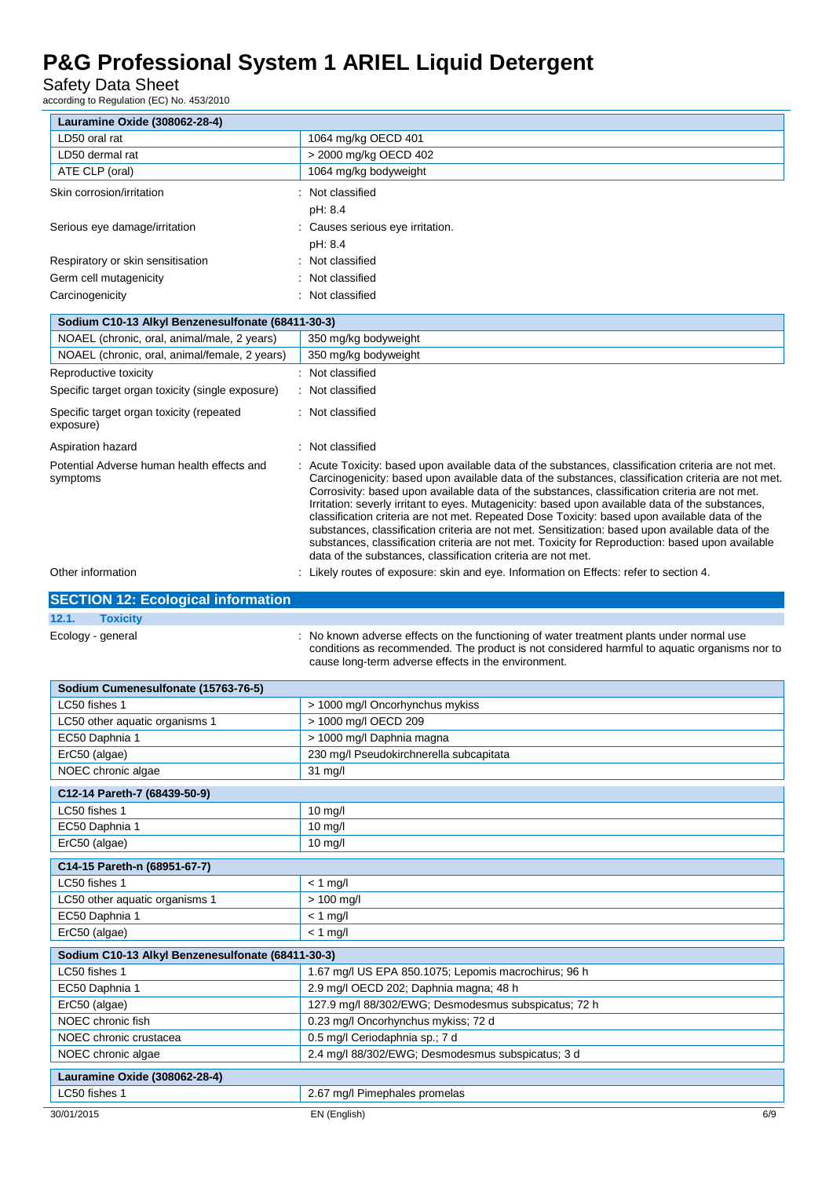| Lauramine Oxide (308062-28-4) | |
| --- | --- |
| LD50 oral rat | 1064 mg/kg OECD 401 |
| LD50 dermal rat | > 2000 mg/kg OECD 402 |
| ATE CLP (oral) | 1064 mg/kg bodyweight |

Skin corrosion/irritation : Not classified

pH: 8.4

Serious eye damage/irritation : Causes serious eye irritation.

pH: 8.4

Respiratory or skin sensitisation : Not classified

Germ cell mutagenicity : Not classified

Carcinogenicity : Not classified

| Sodium C10-13 Alkyl Benzenesulfonate (68411-30-3) | |
| --- | --- |
| NOAEL (chronic, oral, animal/male, 2 years) | 350 mg/kg bodyweight |
| NOAEL (chronic, oral, animal/female, 2 years) | 350 mg/kg bodyweight |

Reproductive toxicity : Not classified

Specific target organ toxicity (single exposure) : Not classified

Specific target organ toxicity (repeated exposure) : Not classified

Aspiration hazard : Not classified

Potential Adverse human health effects and symptoms : Acute Toxicity: based upon available data of the substances, classification criteria are not met. Carcinogenicity: based upon available data of the substances, classification criteria are not met. Corrosivity: based upon available data of the substances, classification criteria are not met. Irritation: severly irritant to eyes. Mutagenicity: based upon available data of the substances, classification criteria are not met. Repeated Dose Toxicity: based upon available data of the substances, classification criteria are not met. Sensitization: based upon available data of the substances, classification criteria are not met. Toxicity for Reproduction: based upon available data of the substances, classification criteria are not met.

Other information : Likely routes of exposure: skin and eye. Information on Effects: refer to section 4.

## SECTION 12: Ecological information

### 12.1. Toxicity

Ecology - general : No known adverse effects on the functioning of water treatment plants under normal use conditions as recommended. The product is not considered harmful to aquatic organisms nor to cause long-term adverse effects in the environment.

| Sodium Cumenesulfonate (15763-76-5) | |
| --- | --- |
| LC50 fishes 1 | > 1000 mg/l Oncorhynchus mykiss |
| LC50 other aquatic organisms 1 | > 1000 mg/l OECD 209 |
| EC50 Daphnia 1 | > 1000 mg/l Daphnia magna |
| ErC50 (algae) | 230 mg/l Pseudokirchnerella subcapitata |
| NOEC chronic algae | 31 mg/l |

| C12-14 Pareth-7 (68439-50-9) | |
| --- | --- |
| LC50 fishes 1 | 10 mg/l |
| EC50 Daphnia 1 | 10 mg/l |
| ErC50 (algae) | 10 mg/l |

| C14-15 Pareth-n (68951-67-7) | |
| --- | --- |
| LC50 fishes 1 | < 1 mg/l |
| LC50 other aquatic organisms 1 | > 100 mg/l |
| EC50 Daphnia 1 | < 1 mg/l |
| ErC50 (algae) | < 1 mg/l |

| Sodium C10-13 Alkyl Benzenesulfonate (68411-30-3) | |
| --- | --- |
| LC50 fishes 1 | 1.67 mg/l US EPA 850.1075; Lepomis macrochirus; 96 h |
| EC50 Daphnia 1 | 2.9 mg/l OECD 202; Daphnia magna; 48 h |
| ErC50 (algae) | 127.9 mg/l 88/302/EWG; Desmodesmus subspicatus; 72 h |
| NOEC chronic fish | 0.23 mg/l Oncorhynchus mykiss; 72 d |
| NOEC chronic crustacea | 0.5 mg/l Ceriodaphnia sp.; 7 d |
| NOEC chronic algae | 2.4 mg/l 88/302/EWG; Desmodesmus subspicatus; 3 d |

| Lauramine Oxide (308062-28-4) | |
| --- | --- |
| LC50 fishes 1 | 2.67 mg/l Pimephales promelas |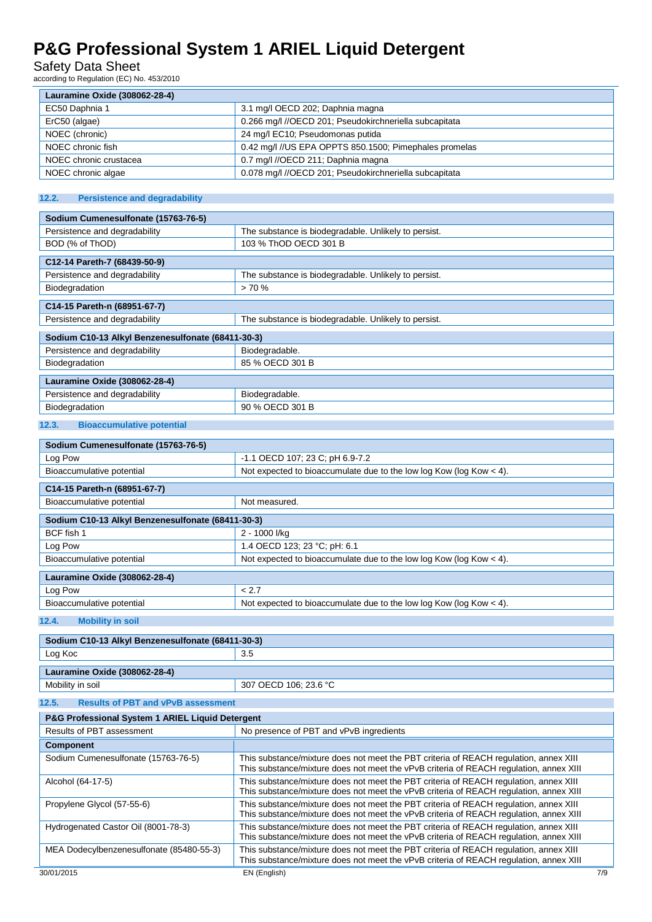| Lauramine Oxide (308062-28-4) | |
|---|---|
| EC50 Daphnia 1 | 3.1 mg/l OECD 202; Daphnia magna |
| ErC50 (algae) | 0.266 mg/l //OECD 201; Pseudokirchneriella subcapitata |
| NOEC (chronic) | 24 mg/l EC10; Pseudomonas putida |
| NOEC chronic fish | 0.42 mg/l //US EPA OPPTS 850.1500; Pimephales promelas |
| NOEC chronic crustacea | 0.7 mg/l //OECD 211; Daphnia magna |
| NOEC chronic algae | 0.078 mg/l //OECD 201; Pseudokirchneriella subcapitata |

### 12.2. Persistence and degradability

| Sodium Cumenesulfonate (15763-76-5) | |
|---|---|
| Persistence and degradability | The substance is biodegradable. Unlikely to persist. |
| BOD (% of ThOD) | 103 % ThOD OECD 301 B |

| C12-14 Pareth-7 (68439-50-9) | |
|---|---|
| Persistence and degradability | The substance is biodegradable. Unlikely to persist. |
| Biodegradation | > 70 % |

| C14-15 Pareth-n (68951-67-7) | |
|---|---|
| Persistence and degradability | The substance is biodegradable. Unlikely to persist. |

| Sodium C10-13 Alkyl Benzenesulfonate (68411-30-3) | |
|---|---|
| Persistence and degradability | Biodegradable. |
| Biodegradation | 85 % OECD 301 B |

| Lauramine Oxide (308062-28-4) | |
|---|---|
| Persistence and degradability | Biodegradable. |
| Biodegradation | 90 % OECD 301 B |

### 12.3. Bioaccumulative potential

| Sodium Cumenesulfonate (15763-76-5) | |
|---|---|
| Log Pow | -1.1 OECD 107; 23 C; pH 6.9-7.2 |
| Bioaccumulative potential | Not expected to bioaccumulate due to the low log Kow (log Kow < 4). |

| C14-15 Pareth-n (68951-67-7) | |
|---|---|
| Bioaccumulative potential | Not measured. |

| Sodium C10-13 Alkyl Benzenesulfonate (68411-30-3) | |
|---|---|
| BCF fish 1 | 2 - 1000 l/kg |
| Log Pow | 1.4 OECD 123; 23 °C; pH: 6.1 |
| Bioaccumulative potential | Not expected to bioaccumulate due to the low log Kow (log Kow < 4). |

| Lauramine Oxide (308062-28-4) | |
|---|---|
| Log Pow | < 2.7 |
| Bioaccumulative potential | Not expected to bioaccumulate due to the low log Kow (log Kow < 4). |

### 12.4. Mobility in soil

| Sodium C10-13 Alkyl Benzenesulfonate (68411-30-3) | |
|---|---|
| Log Koc | 3.5 |

| Lauramine Oxide (308062-28-4) | |
|---|---|
| Mobility in soil | 307 OECD 106; 23.6 °C |

### 12.5. Results of PBT and vPvB assessment

| P&G Professional System 1 ARIEL Liquid Detergent | |
|---|---|
| Results of PBT assessment | No presence of PBT and vPvB ingredients |
| **Component** | |
| Sodium Cumenesulfonate (15763-76-5) | This substance/mixture does not meet the PBT criteria of REACH regulation, annex XIII<br>This substance/mixture does not meet the vPvB criteria of REACH regulation, annex XIII |
| Alcohol (64-17-5) | This substance/mixture does not meet the PBT criteria of REACH regulation, annex XIII<br>This substance/mixture does not meet the vPvB criteria of REACH regulation, annex XIII |
| Propylene Glycol (57-55-6) | This substance/mixture does not meet the PBT criteria of REACH regulation, annex XIII<br>This substance/mixture does not meet the vPvB criteria of REACH regulation, annex XIII |
| Hydrogenated Castor Oil (8001-78-3) | This substance/mixture does not meet the PBT criteria of REACH regulation, annex XIII<br>This substance/mixture does not meet the vPvB criteria of REACH regulation, annex XIII |
| MEA Dodecylbenzenesulfonate (85480-55-3) | This substance/mixture does not meet the PBT criteria of REACH regulation, annex XIII<br>This substance/mixture does not meet the vPvB criteria of REACH regulation, annex XIII |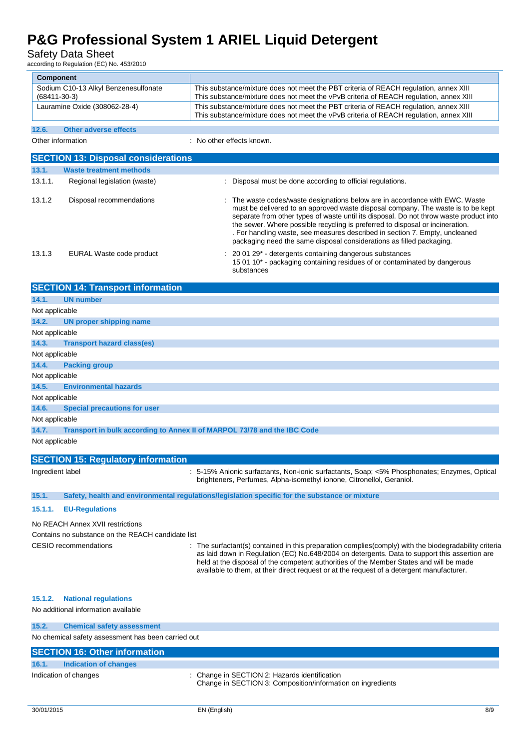| Component | |
|---|---|
| Sodium C10-13 Alkyl Benzenesulfonate (68411-30-3) | This substance/mixture does not meet the PBT criteria of REACH regulation, annex XIII<br>This substance/mixture does not meet the vPvB criteria of REACH regulation, annex XIII |
| Lauramine Oxide (308062-28-4) | This substance/mixture does not meet the PBT criteria of REACH regulation, annex XIII<br>This substance/mixture does not meet the vPvB criteria of REACH regulation, annex XIII |

### 12.6. Other adverse effects

Other information : No other effects known.

## SECTION 13: Disposal considerations

### 13.1. Waste treatment methods

13.1.1. Regional legislation (waste) : Disposal must be done according to official regulations.

13.1.2 Disposal recommendations : The waste codes/waste designations below are in accordance with EWC. Waste must be delivered to an approved waste disposal company. The waste is to be kept separate from other types of waste until its disposal. Do not throw waste product into the sewer. Where possible recycling is preferred to disposal or incineration. . For handling waste, see measures described in section 7. Empty, uncleaned packaging need the same disposal considerations as filled packaging.

13.1.3 EURAL Waste code product : 20 01 29* - detergents containing dangerous substances
15 01 10* - packaging containing residues of or contaminated by dangerous substances

## SECTION 14: Transport information

### 14.1. UN number

Not applicable

### 14.2. UN proper shipping name

Not applicable

### 14.3. Transport hazard class(es)

Not applicable

### 14.4. Packing group

Not applicable

### 14.5. Environmental hazards

Not applicable

### 14.6. Special precautions for user

Not applicable

### 14.7. Transport in bulk according to Annex II of MARPOL 73/78 and the IBC Code

Not applicable

## SECTION 15: Regulatory information

Ingredient label : 5-15% Anionic surfactants, Non-ionic surfactants, Soap; <5% Phosphonates; Enzymes, Optical brighteners, Perfumes, Alpha-isomethyl ionone, Citronellol, Geraniol.

### 15.1. Safety, health and environmental regulations/legislation specific for the substance or mixture

#### 15.1.1. EU-Regulations

No REACH Annex XVII restrictions

Contains no substance on the REACH candidate list

CESIO recommendations : The surfactant(s) contained in this preparation complies(comply) with the biodegradability criteria as laid down in Regulation (EC) No.648/2004 on detergents. Data to support this assertion are held at the disposal of the competent authorities of the Member States and will be made available to them, at their direct request or at the request of a detergent manufacturer.

#### 15.1.2. National regulations

No additional information available

### 15.2. Chemical safety assessment

No chemical safety assessment has been carried out

## SECTION 16: Other information

### 16.1. Indication of changes

Indication of changes : Change in SECTION 2: Hazards identification
Change in SECTION 3: Composition/information on ingredients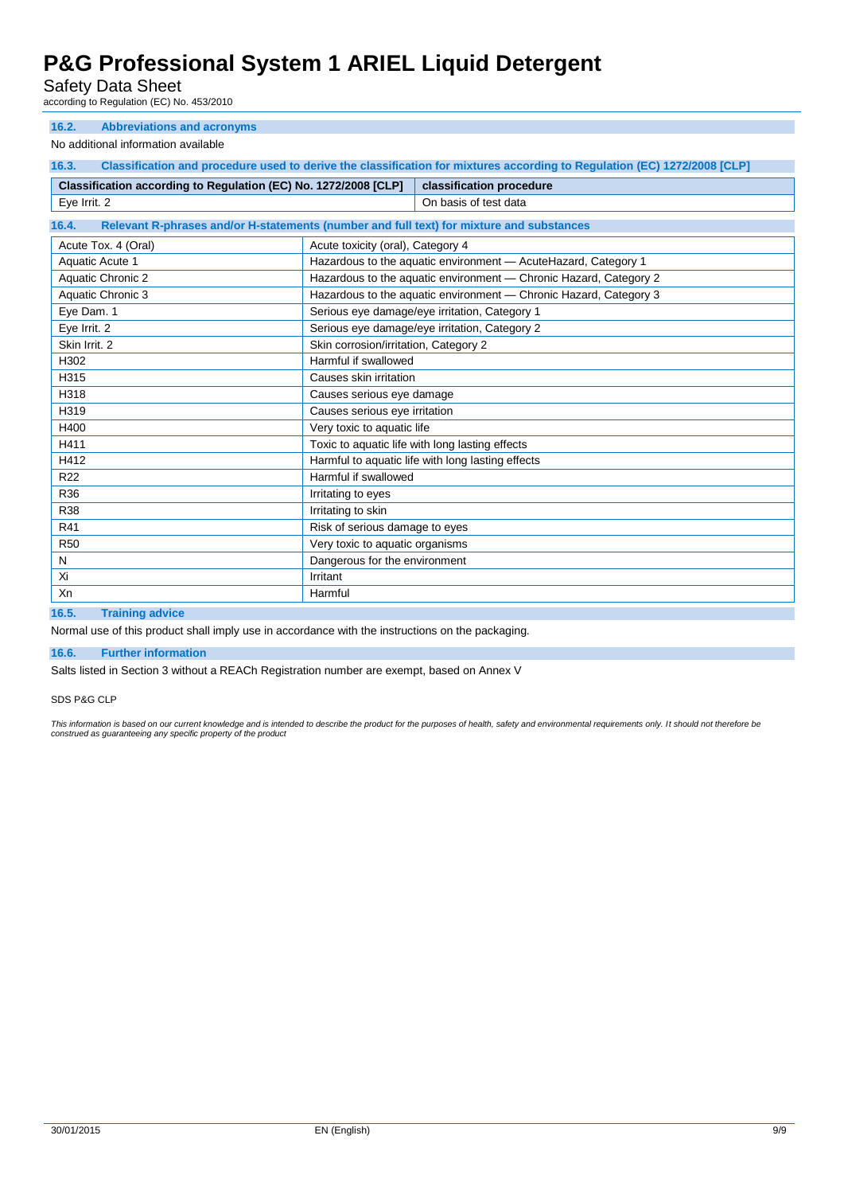#### 16.2. Abbreviations and acronyms

No additional information available

#### 16.3. Classification and procedure used to derive the classification for mixtures according to Regulation (EC) 1272/2008 [CLP]

| Classification according to Regulation (EC) No. 1272/2008 [CLP] | classification procedure |
|---|---|
| Eye Irrit. 2 | On basis of test data |

#### 16.4. Relevant R-phrases and/or H-statements (number and full text) for mixture and substances

| | |
|---|---|
| Acute Tox. 4 (Oral) | Acute toxicity (oral), Category 4 |
| Aquatic Acute 1 | Hazardous to the aquatic environment — AcuteHazard, Category 1 |
| Aquatic Chronic 2 | Hazardous to the aquatic environment — Chronic Hazard, Category 2 |
| Aquatic Chronic 3 | Hazardous to the aquatic environment — Chronic Hazard, Category 3 |
| Eye Dam. 1 | Serious eye damage/eye irritation, Category 1 |
| Eye Irrit. 2 | Serious eye damage/eye irritation, Category 2 |
| Skin Irrit. 2 | Skin corrosion/irritation, Category 2 |
| H302 | Harmful if swallowed |
| H315 | Causes skin irritation |
| H318 | Causes serious eye damage |
| H319 | Causes serious eye irritation |
| H400 | Very toxic to aquatic life |
| H411 | Toxic to aquatic life with long lasting effects |
| H412 | Harmful to aquatic life with long lasting effects |
| R22 | Harmful if swallowed |
| R36 | Irritating to eyes |
| R38 | Irritating to skin |
| R41 | Risk of serious damage to eyes |
| R50 | Very toxic to aquatic organisms |
| N | Dangerous for the environment |
| Xi | Irritant |
| Xn | Harmful |

#### 16.5. Training advice

Normal use of this product shall imply use in accordance with the instructions on the packaging.

#### 16.6. Further information

Salts listed in Section 3 without a REACh Registration number are exempt, based on Annex V

SDS P&G CLP

*This information is based on our current knowledge and is intended to describe the product for the purposes of health, safety and environmental requirements only. It should not therefore be construed as guaranteeing any specific property of the product*